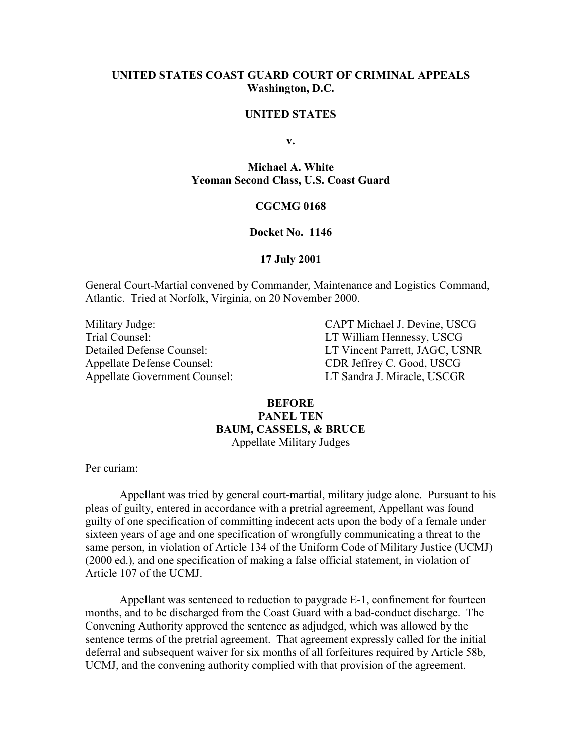**UNITED STATES COAST GUARD COURT OF CRIMINAL APPEALS**
**Washington, D.C.**

**UNITED STATES**

**v.**

**Michael A. White**
**Yeoman Second Class, U.S. Coast Guard**

**CGCMG 0168**

**Docket No. 1146**

**17 July 2001**

General Court-Martial convened by Commander, Maintenance and Logistics Command, Atlantic. Tried at Norfolk, Virginia, on 20 November 2000.

| | |
|---|---|
| Military Judge: | CAPT Michael J. Devine, USCG |
| Trial Counsel: | LT William Hennessy, USCG |
| Detailed Defense Counsel: | LT Vincent Parrett, JAGC, USNR |
| Appellate Defense Counsel: | CDR Jeffrey C. Good, USCG |
| Appellate Government Counsel: | LT Sandra J. Miracle, USCGR |

**BEFORE**
**PANEL TEN**
**BAUM, CASSELS, & BRUCE**
Appellate Military Judges

Per curiam:

Appellant was tried by general court-martial, military judge alone. Pursuant to his pleas of guilty, entered in accordance with a pretrial agreement, Appellant was found guilty of one specification of committing indecent acts upon the body of a female under sixteen years of age and one specification of wrongfully communicating a threat to the same person, in violation of Article 134 of the Uniform Code of Military Justice (UCMJ) (2000 ed.), and one specification of making a false official statement, in violation of Article 107 of the UCMJ.

Appellant was sentenced to reduction to paygrade E-1, confinement for fourteen months, and to be discharged from the Coast Guard with a bad-conduct discharge. The Convening Authority approved the sentence as adjudged, which was allowed by the sentence terms of the pretrial agreement. That agreement expressly called for the initial deferral and subsequent waiver for six months of all forfeitures required by Article 58b, UCMJ, and the convening authority complied with that provision of the agreement.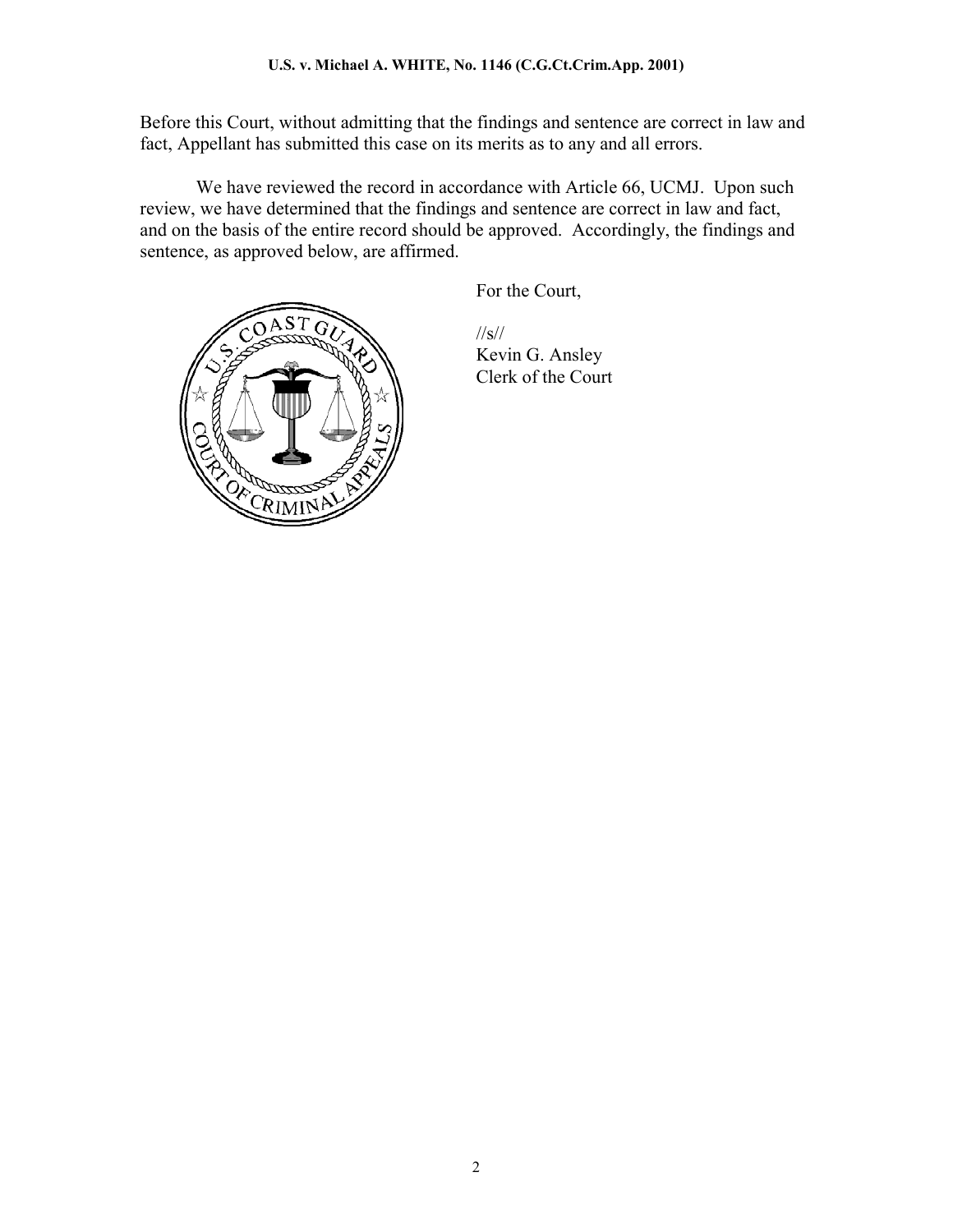Before this Court, without admitting that the findings and sentence are correct in law and fact, Appellant has submitted this case on its merits as to any and all errors.

We have reviewed the record in accordance with Article 66, UCMJ. Upon such review, we have determined that the findings and sentence are correct in law and fact, and on the basis of the entire record should be approved. Accordingly, the findings and sentence, as approved below, are affirmed.

For the Court,

//s//
Kevin G. Ansley
Clerk of the Court